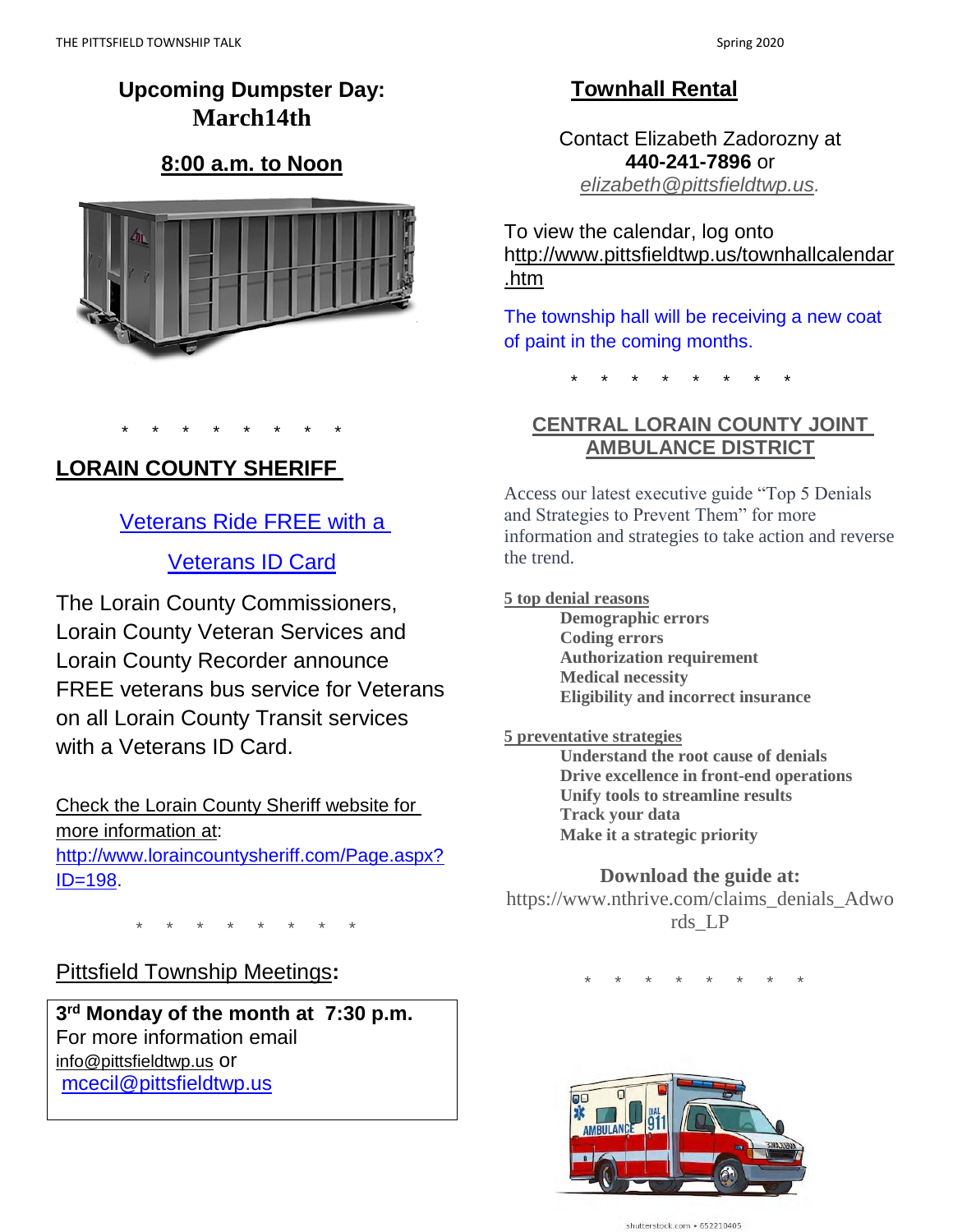## Upcoming Dumpster Day: March14th

**8:00 a.m. to Noon**

\* \* \* \* \* \* \* \*

## LORAIN COUNTY SHERIFF

Veterans Ride FREE with a Veterans ID Card

The Lorain County Commissioners, Lorain County Veteran Services and Lorain County Recorder announce FREE veterans bus service for Veterans on all Lorain County Transit services with a Veterans ID Card.

Check the Lorain County Sheriff website for more information at: http://www.loraincountysheriff.com/Page.aspx?ID=198.

\* \* \* \* \* \* \* \*

## Pittsfield Township Meetings:

**3rd Monday of the month at 7:30 p.m.**
For more information email info@pittsfieldtwp.us or mcecil@pittsfieldtwp.us

## Townhall Rental

Contact Elizabeth Zadorozny at **440-241-7896** or *elizabeth@pittsfieldtwp.us.*

To view the calendar, log onto http://www.pittsfieldtwp.us/townhallcalendar.htm

The township hall will be receiving a new coat of paint in the coming months.

\* \* \* \* \* \* \* \*

## CENTRAL LORAIN COUNTY JOINT AMBULANCE DISTRICT

Access our latest executive guide "Top 5 Denials and Strategies to Prevent Them" for more information and strategies to take action and reverse the trend.

**5 top denial reasons**

- **Demographic errors**
- **Coding errors**
- **Authorization requirement**
- **Medical necessity**
- **Eligibility and incorrect insurance**

**5 preventative strategies**

- **Understand the root cause of denials**
- **Drive excellence in front-end operations**
- **Unify tools to streamline results**
- **Track your data**
- **Make it a strategic priority**

**Download the guide at:**
https://www.nthrive.com/claims_denials_Adwords_LP

\* \* \* \* \* \* \* \*

shutterstock.com • 652210405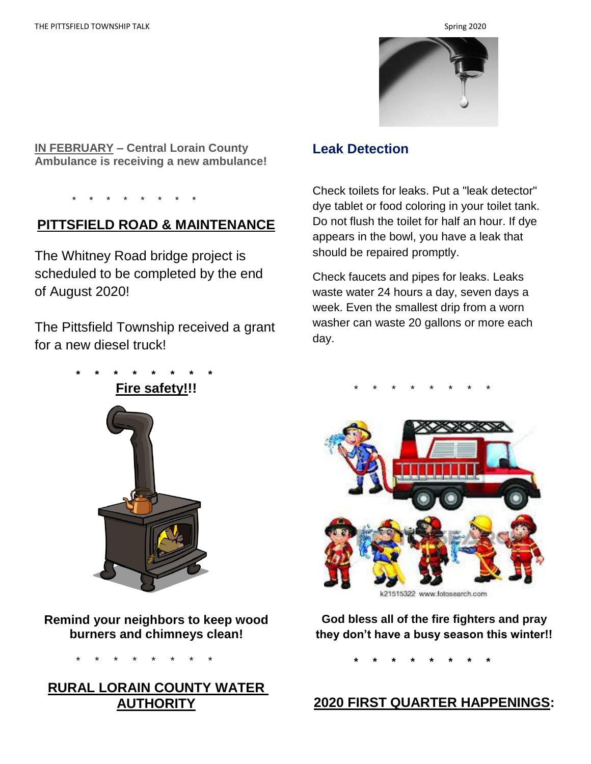**IN FEBRUARY – Central Lorain County Ambulance is receiving a new ambulance!**

\* \* \* \* \* \* \* \*

## PITTSFIELD ROAD & MAINTENANCE

The Whitney Road bridge project is scheduled to be completed by the end of August 2020!

The Pittsfield Township received a grant for a new diesel truck!

\* \* \* \* \* \* \* \*

**Fire safety!!!**

**Remind your neighbors to keep wood burners and chimneys clean!**

\* \* \* \* \* \* \* \*

## RURAL LORAIN COUNTY WATER AUTHORITY

### Leak Detection

Check toilets for leaks. Put a "leak detector" dye tablet or food coloring in your toilet tank. Do not flush the toilet for half an hour. If dye appears in the bowl, you have a leak that should be repaired promptly.

Check faucets and pipes for leaks. Leaks waste water 24 hours a day, seven days a week. Even the smallest drip from a worn washer can waste 20 gallons or more each day.

\* \* \* \* \* \* \* \*

k21515322 www.fotosearch.com

**God bless all of the fire fighters and pray they don't have a busy season this winter!!**

\* \* \* \* \* \* \* \*

## 2020 FIRST QUARTER HAPPENINGS: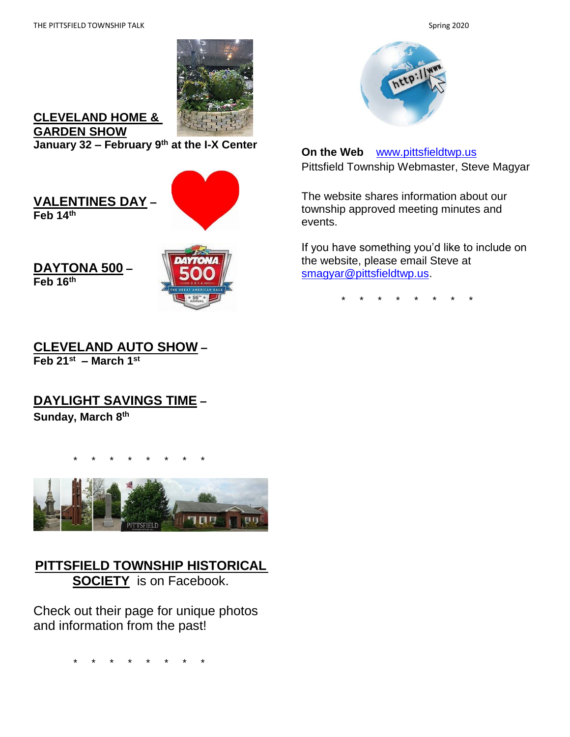**CLEVELAND HOME & GARDEN SHOW**
**January 32 – February 9th at the I-X Center**

**VALENTINES DAY – Feb 14th**

**DAYTONA 500 – Feb 16th**

**CLEVELAND AUTO SHOW – Feb 21st – March 1st**

**DAYLIGHT SAVINGS TIME – Sunday, March 8th**

\* \* \* \* \* \* \* \*

**PITTSFIELD TOWNSHIP HISTORICAL SOCIETY** is on Facebook.

Check out their page for unique photos and information from the past!

\* \* \* \* \* \* \* \*

**On the Web** www.pittsfieldtwp.us
Pittsfield Township Webmaster, Steve Magyar

The website shares information about our township approved meeting minutes and events.

If you have something you'd like to include on the website, please email Steve at smagyar@pittsfieldtwp.us.

\* \* \* \* \* \* \* \*